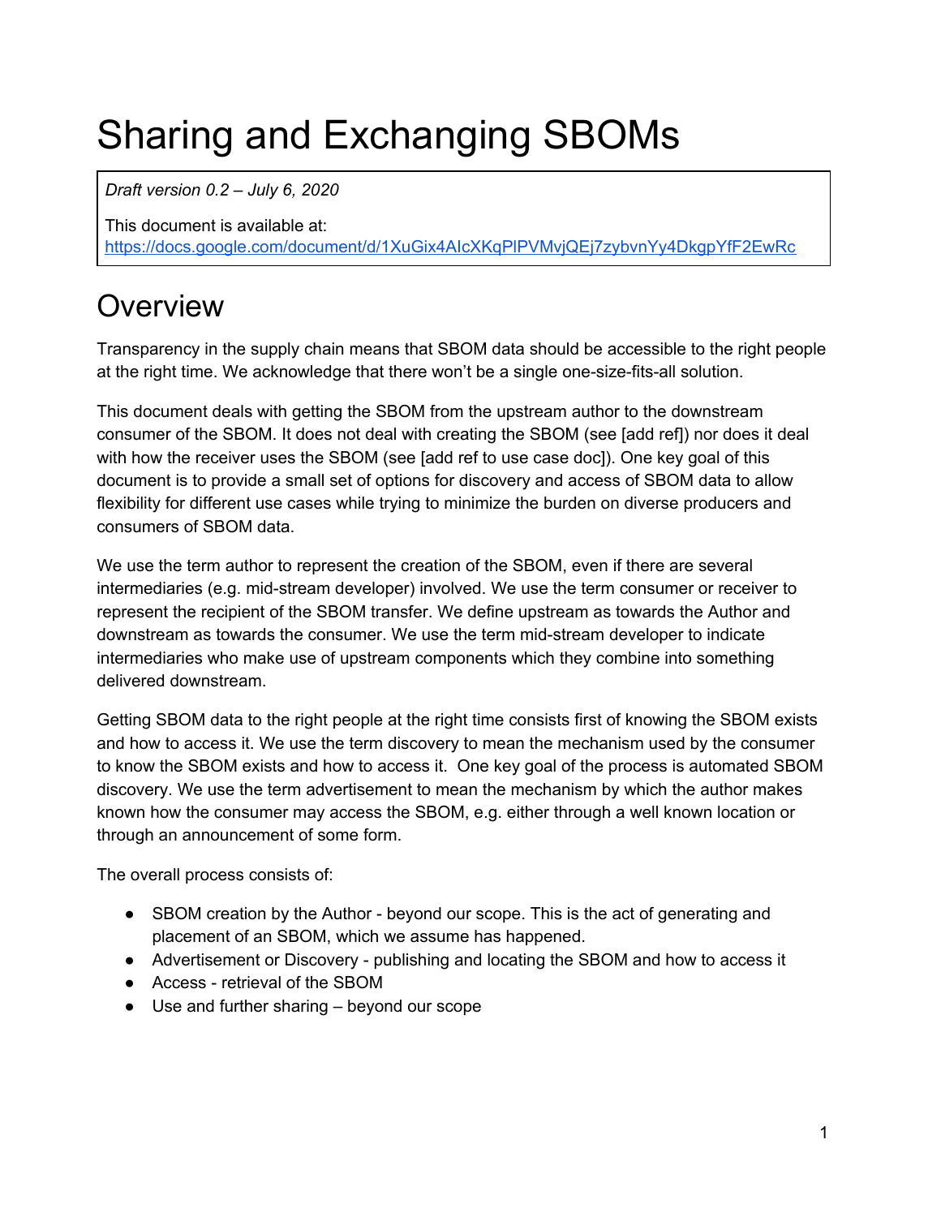# Sharing and Exchanging SBOMs

*Draft version 0.2 – July 6, 2020*

This document is available at:
https://docs.google.com/document/d/1XuGix4AIcXKqPlPVMvjQEj7zybvnYy4DkgpYfF2EwRc

# Overview

Transparency in the supply chain means that SBOM data should be accessible to the right people at the right time. We acknowledge that there won't be a single one-size-fits-all solution.

This document deals with getting the SBOM from the upstream author to the downstream consumer of the SBOM. It does not deal with creating the SBOM (see [add ref]) nor does it deal with how the receiver uses the SBOM (see [add ref to use case doc]). One key goal of this document is to provide a small set of options for discovery and access of SBOM data to allow flexibility for different use cases while trying to minimize the burden on diverse producers and consumers of SBOM data.

We use the term author to represent the creation of the SBOM, even if there are several intermediaries (e.g. mid-stream developer) involved. We use the term consumer or receiver to represent the recipient of the SBOM transfer. We define upstream as towards the Author and downstream as towards the consumer. We use the term mid-stream developer to indicate intermediaries who make use of upstream components which they combine into something delivered downstream.

Getting SBOM data to the right people at the right time consists first of knowing the SBOM exists and how to access it. We use the term discovery to mean the mechanism used by the consumer to know the SBOM exists and how to access it. One key goal of the process is automated SBOM discovery. We use the term advertisement to mean the mechanism by which the author makes known how the consumer may access the SBOM, e.g. either through a well known location or through an announcement of some form.

The overall process consists of:

- SBOM creation by the Author - beyond our scope. This is the act of generating and placement of an SBOM, which we assume has happened.
- Advertisement or Discovery - publishing and locating the SBOM and how to access it
- Access - retrieval of the SBOM
- Use and further sharing – beyond our scope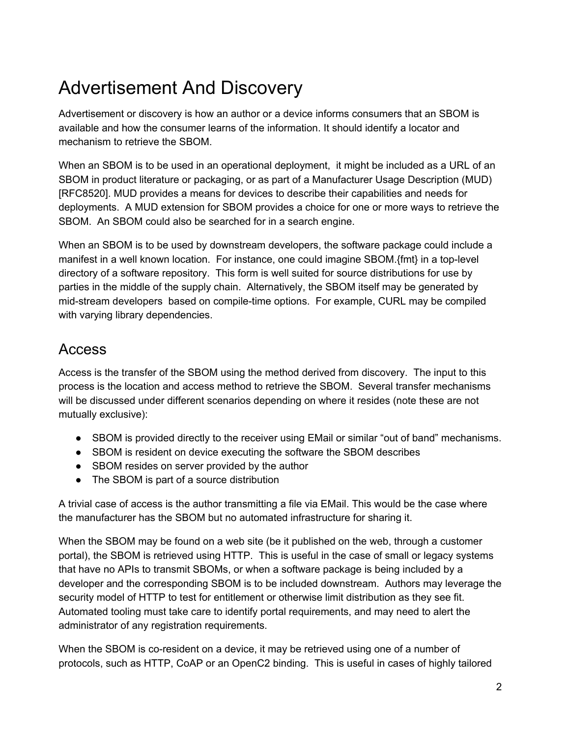# Advertisement And Discovery

Advertisement or discovery is how an author or a device informs consumers that an SBOM is available and how the consumer learns of the information. It should identify a locator and mechanism to retrieve the SBOM.

When an SBOM is to be used in an operational deployment, it might be included as a URL of an SBOM in product literature or packaging, or as part of a Manufacturer Usage Description (MUD) [RFC8520]. MUD provides a means for devices to describe their capabilities and needs for deployments. A MUD extension for SBOM provides a choice for one or more ways to retrieve the SBOM. An SBOM could also be searched for in a search engine.

When an SBOM is to be used by downstream developers, the software package could include a manifest in a well known location. For instance, one could imagine SBOM.{fmt} in a top-level directory of a software repository. This form is well suited for source distributions for use by parties in the middle of the supply chain. Alternatively, the SBOM itself may be generated by mid-stream developers based on compile-time options. For example, CURL may be compiled with varying library dependencies.

## Access

Access is the transfer of the SBOM using the method derived from discovery. The input to this process is the location and access method to retrieve the SBOM. Several transfer mechanisms will be discussed under different scenarios depending on where it resides (note these are not mutually exclusive):

- SBOM is provided directly to the receiver using EMail or similar "out of band" mechanisms.
- SBOM is resident on device executing the software the SBOM describes
- SBOM resides on server provided by the author
- The SBOM is part of a source distribution

A trivial case of access is the author transmitting a file via EMail. This would be the case where the manufacturer has the SBOM but no automated infrastructure for sharing it.

When the SBOM may be found on a web site (be it published on the web, through a customer portal), the SBOM is retrieved using HTTP. This is useful in the case of small or legacy systems that have no APIs to transmit SBOMs, or when a software package is being included by a developer and the corresponding SBOM is to be included downstream. Authors may leverage the security model of HTTP to test for entitlement or otherwise limit distribution as they see fit. Automated tooling must take care to identify portal requirements, and may need to alert the administrator of any registration requirements.

When the SBOM is co-resident on a device, it may be retrieved using one of a number of protocols, such as HTTP, CoAP or an OpenC2 binding. This is useful in cases of highly tailored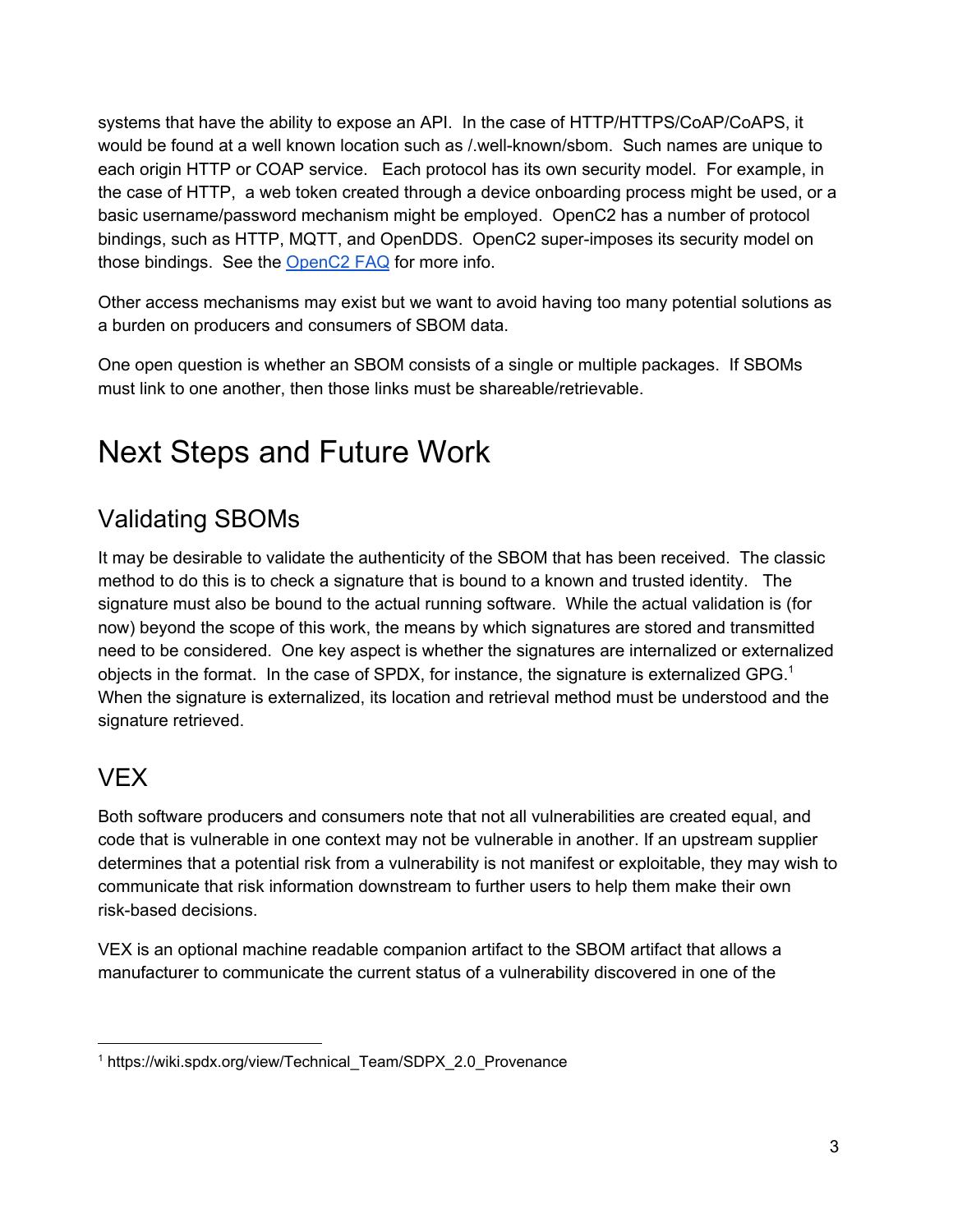systems that have the ability to expose an API. In the case of HTTP/HTTPS/CoAP/CoAPS, it would be found at a well known location such as /.well-known/sbom. Such names are unique to each origin HTTP or COAP service. Each protocol has its own security model. For example, in the case of HTTP, a web token created through a device onboarding process might be used, or a basic username/password mechanism might be employed. OpenC2 has a number of protocol bindings, such as HTTP, MQTT, and OpenDDS. OpenC2 super-imposes its security model on those bindings. See the [OpenC2 FAQ] for more info.

Other access mechanisms may exist but we want to avoid having too many potential solutions as a burden on producers and consumers of SBOM data.

One open question is whether an SBOM consists of a single or multiple packages. If SBOMs must link to one another, then those links must be shareable/retrievable.

# Next Steps and Future Work

## Validating SBOMs

It may be desirable to validate the authenticity of the SBOM that has been received. The classic method to do this is to check a signature that is bound to a known and trusted identity. The signature must also be bound to the actual running software. While the actual validation is (for now) beyond the scope of this work, the means by which signatures are stored and transmitted need to be considered. One key aspect is whether the signatures are internalized or externalized objects in the format. In the case of SPDX, for instance, the signature is externalized GPG.[1] When the signature is externalized, its location and retrieval method must be understood and the signature retrieved.

## VEX

Both software producers and consumers note that not all vulnerabilities are created equal, and code that is vulnerable in one context may not be vulnerable in another. If an upstream supplier determines that a potential risk from a vulnerability is not manifest or exploitable, they may wish to communicate that risk information downstream to further users to help them make their own risk-based decisions.

VEX is an optional machine readable companion artifact to the SBOM artifact that allows a manufacturer to communicate the current status of a vulnerability discovered in one of the

---

[1] https://wiki.spdx.org/view/Technical_Team/SDPX_2.0_Provenance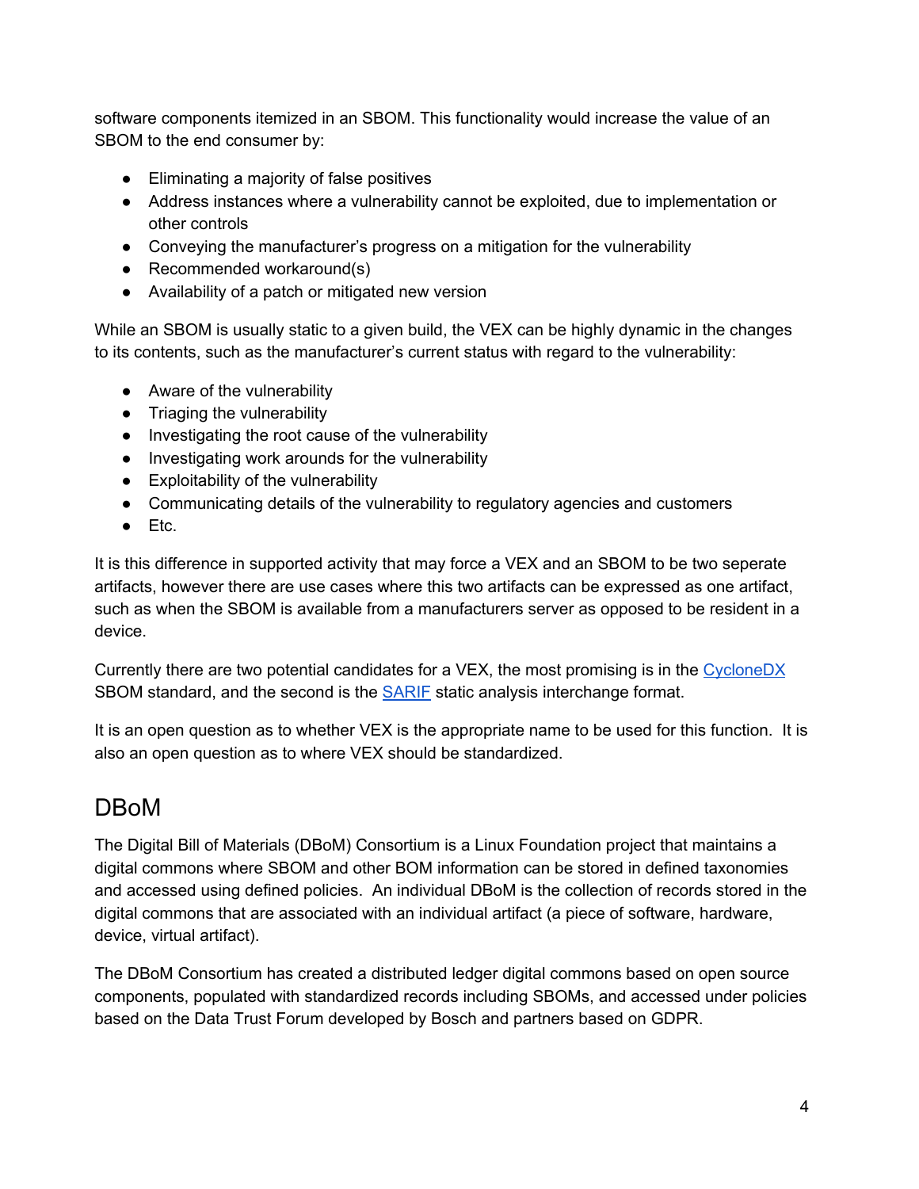software components itemized in an SBOM. This functionality would increase the value of an SBOM to the end consumer by:

- Eliminating a majority of false positives
- Address instances where a vulnerability cannot be exploited, due to implementation or other controls
- Conveying the manufacturer's progress on a mitigation for the vulnerability
- Recommended workaround(s)
- Availability of a patch or mitigated new version

While an SBOM is usually static to a given build, the VEX can be highly dynamic in the changes to its contents, such as the manufacturer's current status with regard to the vulnerability:

- Aware of the vulnerability
- Triaging the vulnerability
- Investigating the root cause of the vulnerability
- Investigating work arounds for the vulnerability
- Exploitability of the vulnerability
- Communicating details of the vulnerability to regulatory agencies and customers
- Etc.

It is this difference in supported activity that may force a VEX and an SBOM to be two seperate artifacts, however there are use cases where this two artifacts can be expressed as one artifact, such as when the SBOM is available from a manufacturers server as opposed to be resident in a device.

Currently there are two potential candidates for a VEX, the most promising is in the CycloneDX SBOM standard, and the second is the SARIF static analysis interchange format.

It is an open question as to whether VEX is the appropriate name to be used for this function. It is also an open question as to where VEX should be standardized.

## DBoM

The Digital Bill of Materials (DBoM) Consortium is a Linux Foundation project that maintains a digital commons where SBOM and other BOM information can be stored in defined taxonomies and accessed using defined policies. An individual DBoM is the collection of records stored in the digital commons that are associated with an individual artifact (a piece of software, hardware, device, virtual artifact).

The DBoM Consortium has created a distributed ledger digital commons based on open source components, populated with standardized records including SBOMs, and accessed under policies based on the Data Trust Forum developed by Bosch and partners based on GDPR.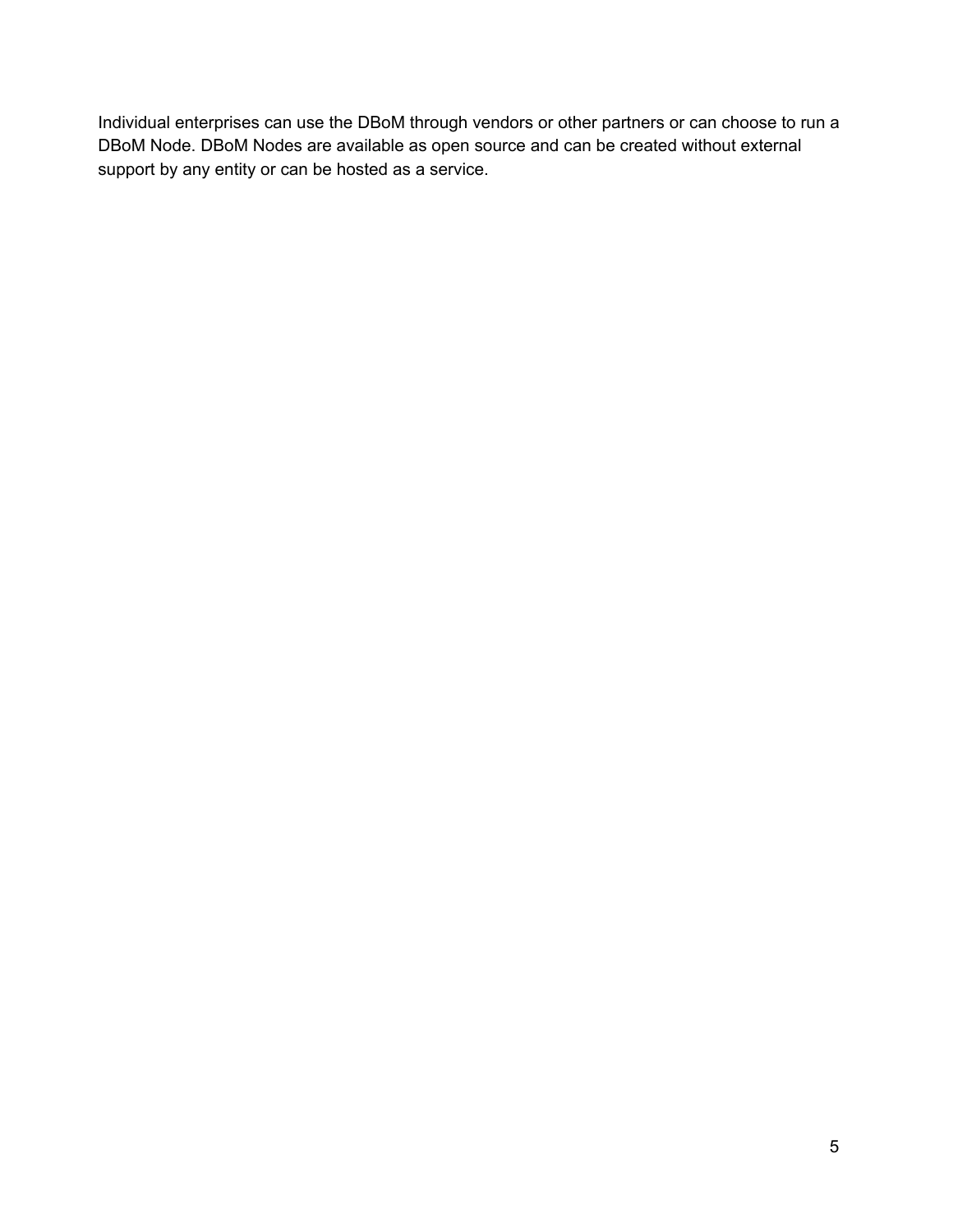Individual enterprises can use the DBoM through vendors or other partners or can choose to run a DBoM Node. DBoM Nodes are available as open source and can be created without external support by any entity or can be hosted as a service.